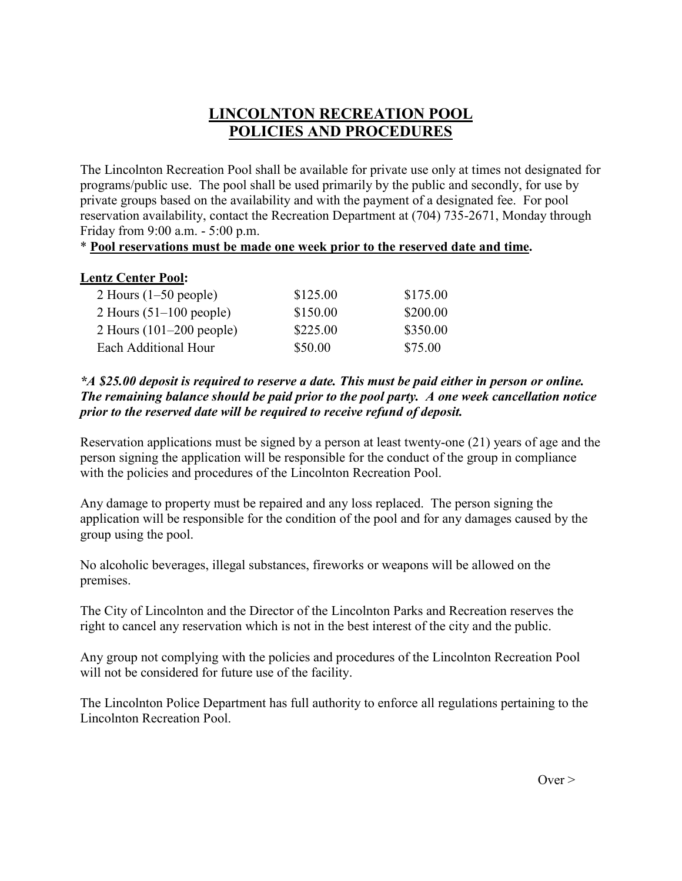# LINCOLNTON RECREATION POOL
# POLICIES AND PROCEDURES

The Lincolnton Recreation Pool shall be available for private use only at times not designated for programs/public use. The pool shall be used primarily by the public and secondly, for use by private groups based on the availability and with the payment of a designated fee. For pool reservation availability, contact the Recreation Department at (704) 735-2671, Monday through Friday from 9:00 a.m. - 5:00 p.m.

* **Pool reservations must be made one week prior to the reserved date and time.**

**Lentz Center Pool:**

| | | |
|---|---|---|
| 2 Hours (1–50 people) | $125.00 | $175.00 |
| 2 Hours (51–100 people) | $150.00 | $200.00 |
| 2 Hours (101–200 people) | $225.00 | $350.00 |
| Each Additional Hour | $50.00 | $75.00 |

***A $25.00 deposit is required to reserve a date. This must be paid either in person or online. The remaining balance should be paid prior to the pool party. A one week cancellation notice prior to the reserved date will be required to receive refund of deposit.***

Reservation applications must be signed by a person at least twenty-one (21) years of age and the person signing the application will be responsible for the conduct of the group in compliance with the policies and procedures of the Lincolnton Recreation Pool.

Any damage to property must be repaired and any loss replaced. The person signing the application will be responsible for the condition of the pool and for any damages caused by the group using the pool.

No alcoholic beverages, illegal substances, fireworks or weapons will be allowed on the premises.

The City of Lincolnton and the Director of the Lincolnton Parks and Recreation reserves the right to cancel any reservation which is not in the best interest of the city and the public.

Any group not complying with the policies and procedures of the Lincolnton Recreation Pool will not be considered for future use of the facility.

The Lincolnton Police Department has full authority to enforce all regulations pertaining to the Lincolnton Recreation Pool.

Over >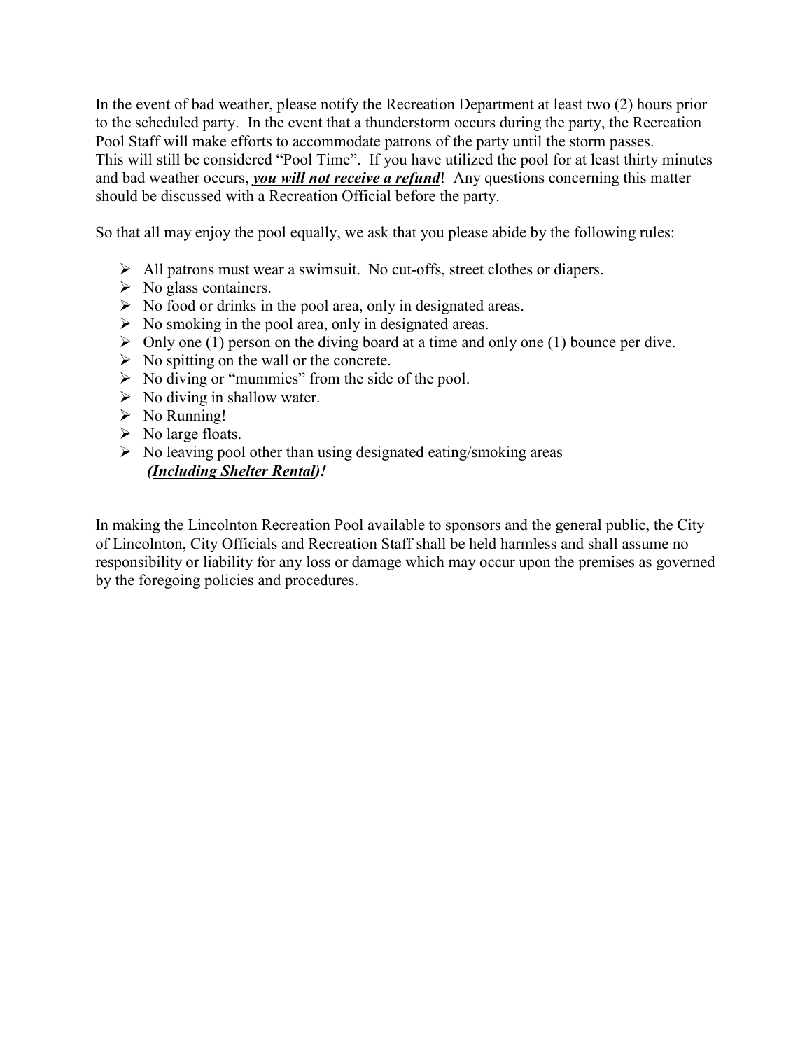In the event of bad weather, please notify the Recreation Department at least two (2) hours prior to the scheduled party. In the event that a thunderstorm occurs during the party, the Recreation Pool Staff will make efforts to accommodate patrons of the party until the storm passes. This will still be considered "Pool Time". If you have utilized the pool for at least thirty minutes and bad weather occurs, ***<u>you will not receive a refund</u>***! Any questions concerning this matter should be discussed with a Recreation Official before the party.

So that all may enjoy the pool equally, we ask that you please abide by the following rules:

- All patrons must wear a swimsuit. No cut-offs, street clothes or diapers.
- No glass containers.
- No food or drinks in the pool area, only in designated areas.
- No smoking in the pool area, only in designated areas.
- Only one (1) person on the diving board at a time and only one (1) bounce per dive.
- No spitting on the wall or the concrete.
- No diving or "mummies" from the side of the pool.
- No diving in shallow water.
- No Running!
- No large floats.
- No leaving pool other than using designated eating/smoking areas ***(<u>Including Shelter Rental</u>)!***

In making the Lincolnton Recreation Pool available to sponsors and the general public, the City of Lincolnton, City Officials and Recreation Staff shall be held harmless and shall assume no responsibility or liability for any loss or damage which may occur upon the premises as governed by the foregoing policies and procedures.